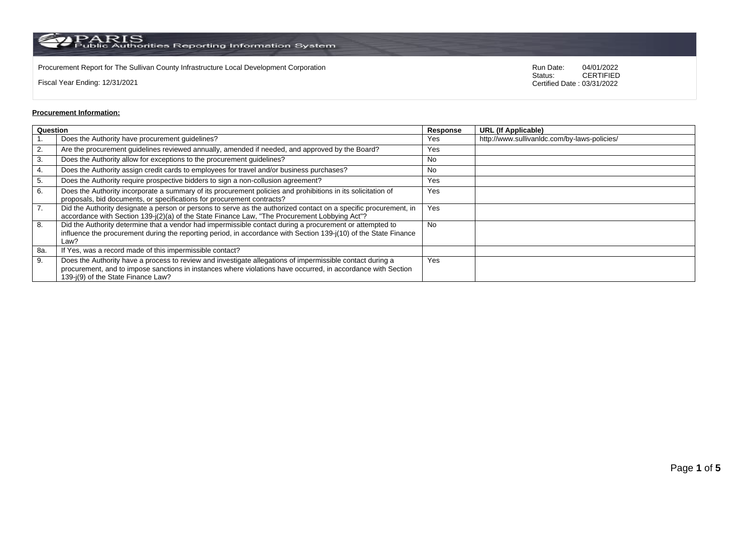Procurement Report for The Sullivan County Infrastructure Local Development Corporation

Fiscal Year Ending: 12/31/2021

Run Date: 04/01/2022
Status: CERTIFIED
Certified Date : 03/31/2022

**Procurement Information:**

| Question | | Response | URL (If Applicable) |
|---|---|---|---|
| 1. | Does the Authority have procurement guidelines? | Yes | http://www.sullivanldc.com/by-laws-policies/ |
| 2. | Are the procurement guidelines reviewed annually, amended if needed, and approved by the Board? | Yes | |
| 3. | Does the Authority allow for exceptions to the procurement guidelines? | No | |
| 4. | Does the Authority assign credit cards to employees for travel and/or business purchases? | No | |
| 5. | Does the Authority require prospective bidders to sign a non-collusion agreement? | Yes | |
| 6. | Does the Authority incorporate a summary of its procurement policies and prohibitions in its solicitation of proposals, bid documents, or specifications for procurement contracts? | Yes | |
| 7. | Did the Authority designate a person or persons to serve as the authorized contact on a specific procurement, in accordance with Section 139-j(2)(a) of the State Finance Law, "The Procurement Lobbying Act"? | Yes | |
| 8. | Did the Authority determine that a vendor had impermissible contact during a procurement or attempted to influence the procurement during the reporting period, in accordance with Section 139-j(10) of the State Finance Law? | No | |
| 8a. | If Yes, was a record made of this impermissible contact? | | |
| 9. | Does the Authority have a process to review and investigate allegations of impermissible contact during a procurement, and to impose sanctions in instances where violations have occurred, in accordance with Section 139-j(9) of the State Finance Law? | Yes | |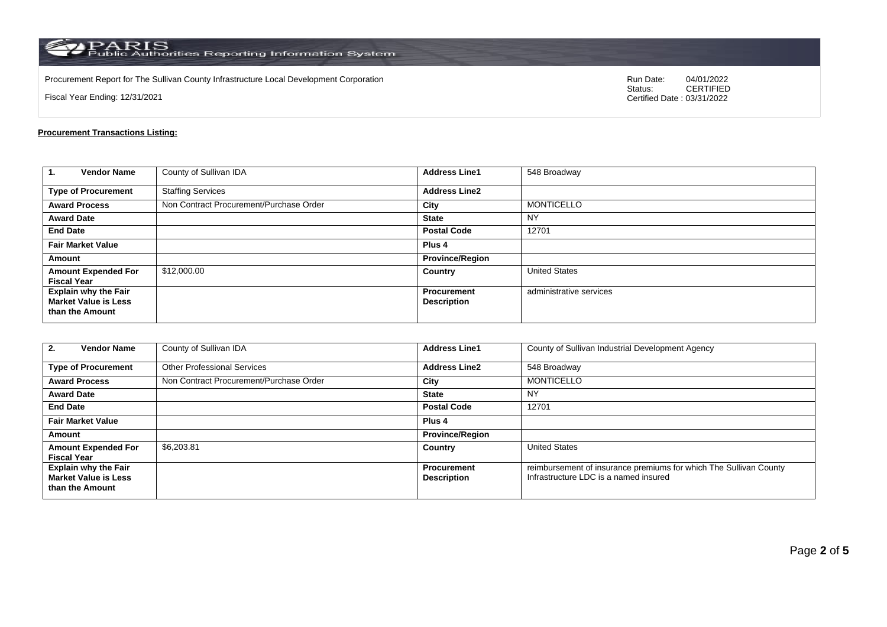PARIS Public Authorities Reporting Information System

Procurement Report for The Sullivan County Infrastructure Local Development Corporation

Fiscal Year Ending: 12/31/2021

Run Date: 04/01/2022
Status: CERTIFIED
Certified Date : 03/31/2022

**Procurement Transactions Listing:**

| 1. Vendor Name | County of Sullivan IDA | Address Line1 | 548 Broadway |
|---|---|---|---|
| Type of Procurement | Staffing Services | Address Line2 | |
| Award Process | Non Contract Procurement/Purchase Order | City | MONTICELLO |
| Award Date | | State | NY |
| End Date | | Postal Code | 12701 |
| Fair Market Value | | Plus 4 | |
| Amount | | Province/Region | |
| Amount Expended For Fiscal Year | $12,000.00 | Country | United States |
| Explain why the Fair Market Value is Less than the Amount | | Procurement Description | administrative services |

| 2. Vendor Name | County of Sullivan IDA | Address Line1 | County of Sullivan Industrial Development Agency |
|---|---|---|---|
| Type of Procurement | Other Professional Services | Address Line2 | 548 Broadway |
| Award Process | Non Contract Procurement/Purchase Order | City | MONTICELLO |
| Award Date | | State | NY |
| End Date | | Postal Code | 12701 |
| Fair Market Value | | Plus 4 | |
| Amount | | Province/Region | |
| Amount Expended For Fiscal Year | $6,203.81 | Country | United States |
| Explain why the Fair Market Value is Less than the Amount | | Procurement Description | reimbursement of insurance premiums for which The Sullivan County Infrastructure LDC is a named insured |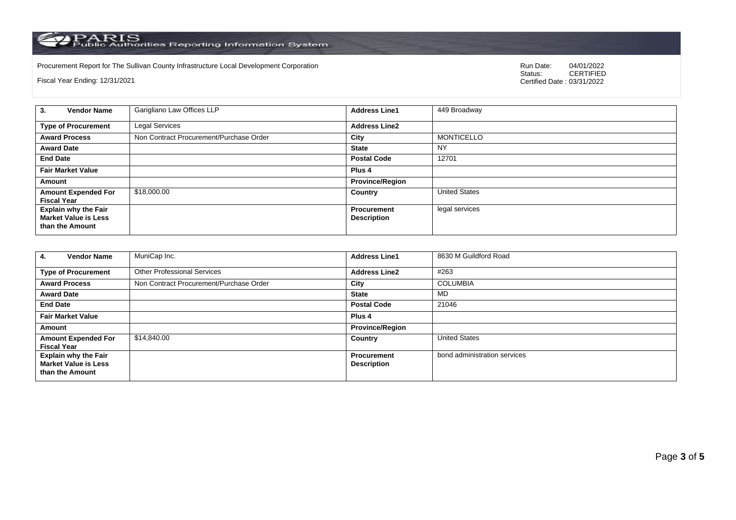Procurement Report for The Sullivan County Infrastructure Local Development Corporation

Fiscal Year Ending: 12/31/2021

Run Date: 04/01/2022
Status: CERTIFIED
Certified Date : 03/31/2022

| **3. Vendor Name** | Garigliano Law Offices LLP | **Address Line1** | 449 Broadway |
|---|---|---|---|
| **Type of Procurement** | Legal Services | **Address Line2** | |
| **Award Process** | Non Contract Procurement/Purchase Order | **City** | MONTICELLO |
| **Award Date** | | **State** | NY |
| **End Date** | | **Postal Code** | 12701 |
| **Fair Market Value** | | **Plus 4** | |
| **Amount** | | **Province/Region** | |
| **Amount Expended For Fiscal Year** | $18,000.00 | **Country** | United States |
| **Explain why the Fair Market Value is Less than the Amount** | | **Procurement Description** | legal services |

| **4. Vendor Name** | MuniCap Inc. | **Address Line1** | 8630 M Guildford Road |
|---|---|---|---|
| **Type of Procurement** | Other Professional Services | **Address Line2** | #263 |
| **Award Process** | Non Contract Procurement/Purchase Order | **City** | COLUMBIA |
| **Award Date** | | **State** | MD |
| **End Date** | | **Postal Code** | 21046 |
| **Fair Market Value** | | **Plus 4** | |
| **Amount** | | **Province/Region** | |
| **Amount Expended For Fiscal Year** | $14,840.00 | **Country** | United States |
| **Explain why the Fair Market Value is Less than the Amount** | | **Procurement Description** | bond administration services |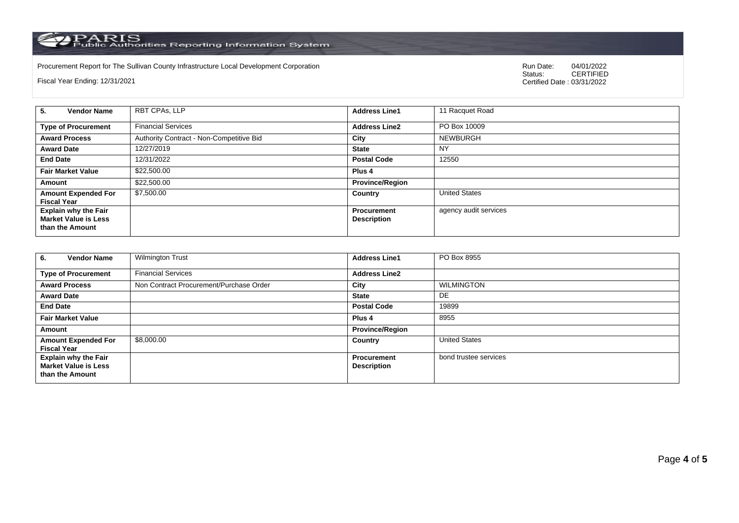Procurement Report for The Sullivan County Infrastructure Local Development Corporation

Fiscal Year Ending: 12/31/2021

Run Date: 04/01/2022
Status: CERTIFIED
Certified Date : 03/31/2022

| 5. Vendor Name | RBT CPAs, LLP | Address Line1 | 11 Racquet Road |
|---|---|---|---|
| Type of Procurement | Financial Services | Address Line2 | PO Box 10009 |
| Award Process | Authority Contract - Non-Competitive Bid | City | NEWBURGH |
| Award Date | 12/27/2019 | State | NY |
| End Date | 12/31/2022 | Postal Code | 12550 |
| Fair Market Value | $22,500.00 | Plus 4 | |
| Amount | $22,500.00 | Province/Region | |
| Amount Expended For Fiscal Year | $7,500.00 | Country | United States |
| Explain why the Fair Market Value is Less than the Amount | | Procurement Description | agency audit services |

| 6. Vendor Name | Wilmington Trust | Address Line1 | PO Box 8955 |
|---|---|---|---|
| Type of Procurement | Financial Services | Address Line2 | |
| Award Process | Non Contract Procurement/Purchase Order | City | WILMINGTON |
| Award Date | | State | DE |
| End Date | | Postal Code | 19899 |
| Fair Market Value | | Plus 4 | 8955 |
| Amount | | Province/Region | |
| Amount Expended For Fiscal Year | $8,000.00 | Country | United States |
| Explain why the Fair Market Value is Less than the Amount | | Procurement Description | bond trustee services |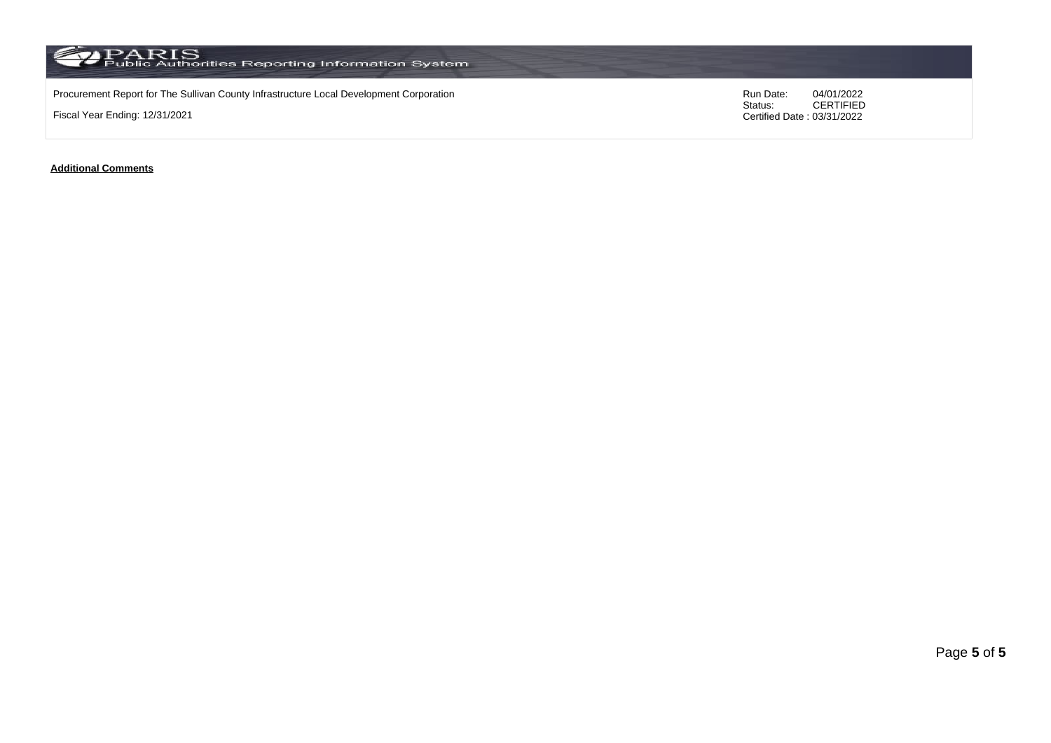Procurement Report for The Sullivan County Infrastructure Local Development Corporation

Fiscal Year Ending: 12/31/2021

Run Date: 04/01/2022
Status: CERTIFIED
Certified Date : 03/31/2022

**Additional Comments**